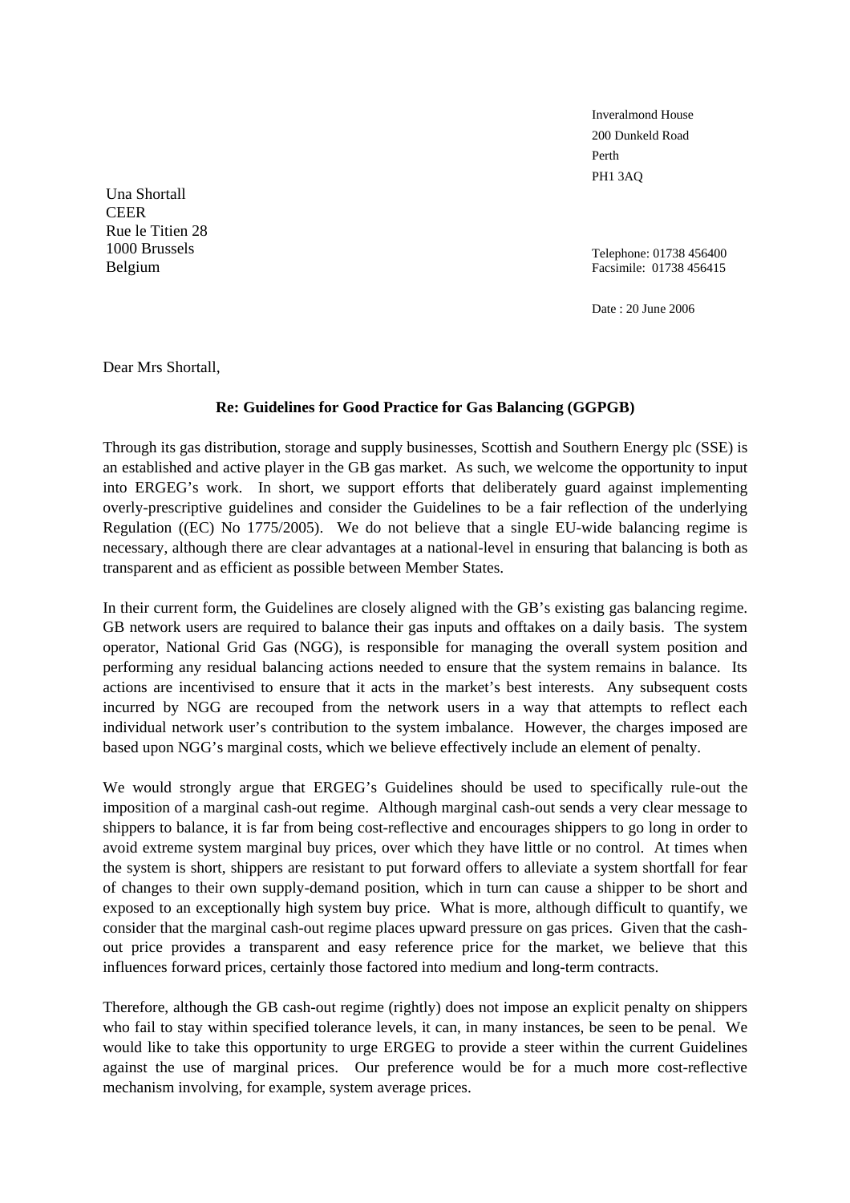Inveralmond House
200 Dunkeld Road
Perth
PH1 3AQ

Una Shortall
CEER
Rue le Titien 28
1000 Brussels
Belgium

Telephone: 01738 456400
Facsimile: 01738 456415

Date : 20 June 2006

Dear Mrs Shortall,

**Re: Guidelines for Good Practice for Gas Balancing (GGPGB)**

Through its gas distribution, storage and supply businesses, Scottish and Southern Energy plc (SSE) is an established and active player in the GB gas market. As such, we welcome the opportunity to input into ERGEG's work. In short, we support efforts that deliberately guard against implementing overly-prescriptive guidelines and consider the Guidelines to be a fair reflection of the underlying Regulation ((EC) No 1775/2005). We do not believe that a single EU-wide balancing regime is necessary, although there are clear advantages at a national-level in ensuring that balancing is both as transparent and as efficient as possible between Member States.

In their current form, the Guidelines are closely aligned with the GB's existing gas balancing regime. GB network users are required to balance their gas inputs and offtakes on a daily basis. The system operator, National Grid Gas (NGG), is responsible for managing the overall system position and performing any residual balancing actions needed to ensure that the system remains in balance. Its actions are incentivised to ensure that it acts in the market's best interests. Any subsequent costs incurred by NGG are recouped from the network users in a way that attempts to reflect each individual network user's contribution to the system imbalance. However, the charges imposed are based upon NGG's marginal costs, which we believe effectively include an element of penalty.

We would strongly argue that ERGEG's Guidelines should be used to specifically rule-out the imposition of a marginal cash-out regime. Although marginal cash-out sends a very clear message to shippers to balance, it is far from being cost-reflective and encourages shippers to go long in order to avoid extreme system marginal buy prices, over which they have little or no control. At times when the system is short, shippers are resistant to put forward offers to alleviate a system shortfall for fear of changes to their own supply-demand position, which in turn can cause a shipper to be short and exposed to an exceptionally high system buy price. What is more, although difficult to quantify, we consider that the marginal cash-out regime places upward pressure on gas prices. Given that the cash-out price provides a transparent and easy reference price for the market, we believe that this influences forward prices, certainly those factored into medium and long-term contracts.

Therefore, although the GB cash-out regime (rightly) does not impose an explicit penalty on shippers who fail to stay within specified tolerance levels, it can, in many instances, be seen to be penal. We would like to take this opportunity to urge ERGEG to provide a steer within the current Guidelines against the use of marginal prices. Our preference would be for a much more cost-reflective mechanism involving, for example, system average prices.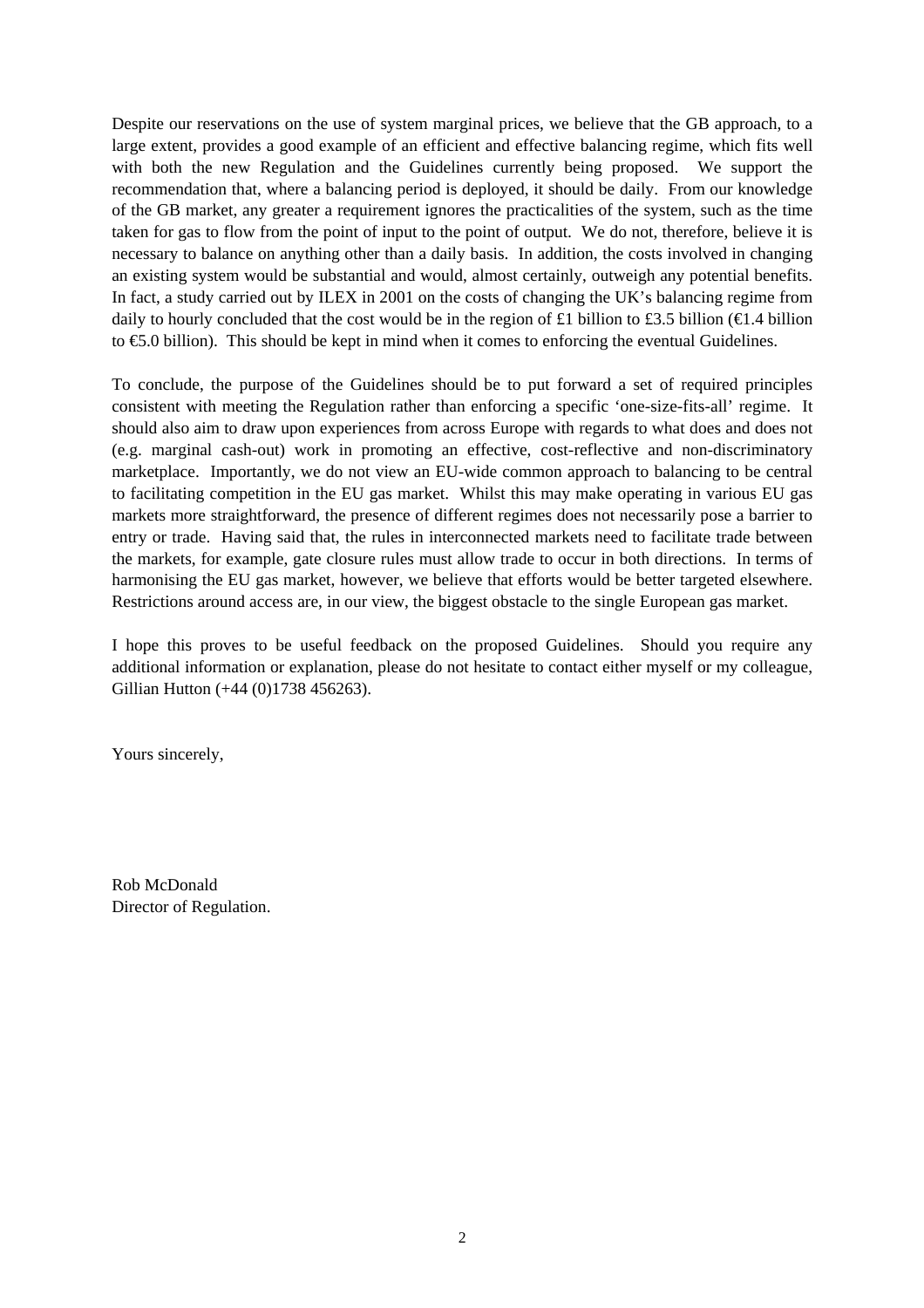Despite our reservations on the use of system marginal prices, we believe that the GB approach, to a large extent, provides a good example of an efficient and effective balancing regime, which fits well with both the new Regulation and the Guidelines currently being proposed. We support the recommendation that, where a balancing period is deployed, it should be daily. From our knowledge of the GB market, any greater a requirement ignores the practicalities of the system, such as the time taken for gas to flow from the point of input to the point of output. We do not, therefore, believe it is necessary to balance on anything other than a daily basis. In addition, the costs involved in changing an existing system would be substantial and would, almost certainly, outweigh any potential benefits. In fact, a study carried out by ILEX in 2001 on the costs of changing the UK's balancing regime from daily to hourly concluded that the cost would be in the region of £1 billion to £3.5 billion (€1.4 billion to €5.0 billion). This should be kept in mind when it comes to enforcing the eventual Guidelines.

To conclude, the purpose of the Guidelines should be to put forward a set of required principles consistent with meeting the Regulation rather than enforcing a specific 'one-size-fits-all' regime. It should also aim to draw upon experiences from across Europe with regards to what does and does not (e.g. marginal cash-out) work in promoting an effective, cost-reflective and non-discriminatory marketplace. Importantly, we do not view an EU-wide common approach to balancing to be central to facilitating competition in the EU gas market. Whilst this may make operating in various EU gas markets more straightforward, the presence of different regimes does not necessarily pose a barrier to entry or trade. Having said that, the rules in interconnected markets need to facilitate trade between the markets, for example, gate closure rules must allow trade to occur in both directions. In terms of harmonising the EU gas market, however, we believe that efforts would be better targeted elsewhere. Restrictions around access are, in our view, the biggest obstacle to the single European gas market.

I hope this proves to be useful feedback on the proposed Guidelines. Should you require any additional information or explanation, please do not hesitate to contact either myself or my colleague, Gillian Hutton (+44 (0)1738 456263).

Yours sincerely,

Rob McDonald
Director of Regulation.